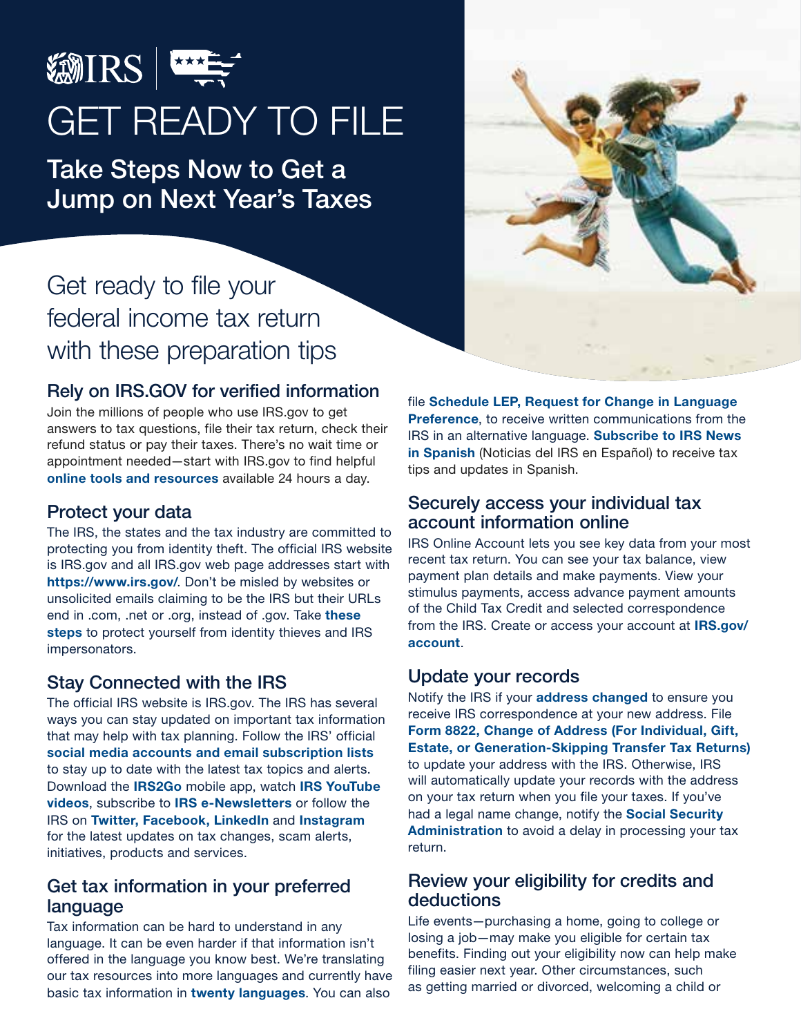IRS

# GET READY TO FILE

## Take Steps Now to Get a Jump on Next Year's Taxes

Get ready to file your federal income tax return with these preparation tips

### Rely on IRS.GOV for verified information

Join the millions of people who use IRS.gov to get answers to tax questions, file their tax return, check their refund status or pay their taxes. There's no wait time or appointment needed—start with IRS.gov to find helpful **online tools and resources** available 24 hours a day.

### Protect your data

The IRS, the states and the tax industry are committed to protecting you from identity theft. The official IRS website is IRS.gov and all IRS.gov web page addresses start with **https://www.irs.gov/**. Don't be misled by websites or unsolicited emails claiming to be the IRS but their URLs end in .com, .net or .org, instead of .gov. Take **these steps** to protect yourself from identity thieves and IRS impersonators.

### Stay Connected with the IRS

The official IRS website is IRS.gov. The IRS has several ways you can stay updated on important tax information that may help with tax planning. Follow the IRS' official **social media accounts and email subscription lists** to stay up to date with the latest tax topics and alerts. Download the **IRS2Go** mobile app, watch **IRS YouTube videos**, subscribe to **IRS e-Newsletters** or follow the IRS on **Twitter, Facebook, LinkedIn** and **Instagram** for the latest updates on tax changes, scam alerts, initiatives, products and services.

### Get tax information in your preferred language

Tax information can be hard to understand in any language. It can be even harder if that information isn't offered in the language you know best. We're translating our tax resources into more languages and currently have basic tax information in **twenty languages**. You can also file **Schedule LEP, Request for Change in Language Preference**, to receive written communications from the IRS in an alternative language. **Subscribe to IRS News in Spanish** (Noticias del IRS en Español) to receive tax tips and updates in Spanish.

### Securely access your individual tax account information online

IRS Online Account lets you see key data from your most recent tax return. You can see your tax balance, view payment plan details and make payments. View your stimulus payments, access advance payment amounts of the Child Tax Credit and selected correspondence from the IRS. Create or access your account at **IRS.gov/account**.

### Update your records

Notify the IRS if your **address changed** to ensure you receive IRS correspondence at your new address. File **Form 8822, Change of Address (For Individual, Gift, Estate, or Generation-Skipping Transfer Tax Returns)** to update your address with the IRS. Otherwise, IRS will automatically update your records with the address on your tax return when you file your taxes. If you've had a legal name change, notify the **Social Security Administration** to avoid a delay in processing your tax return.

### Review your eligibility for credits and deductions

Life events—purchasing a home, going to college or losing a job—may make you eligible for certain tax benefits. Finding out your eligibility now can help make filing easier next year. Other circumstances, such as getting married or divorced, welcoming a child or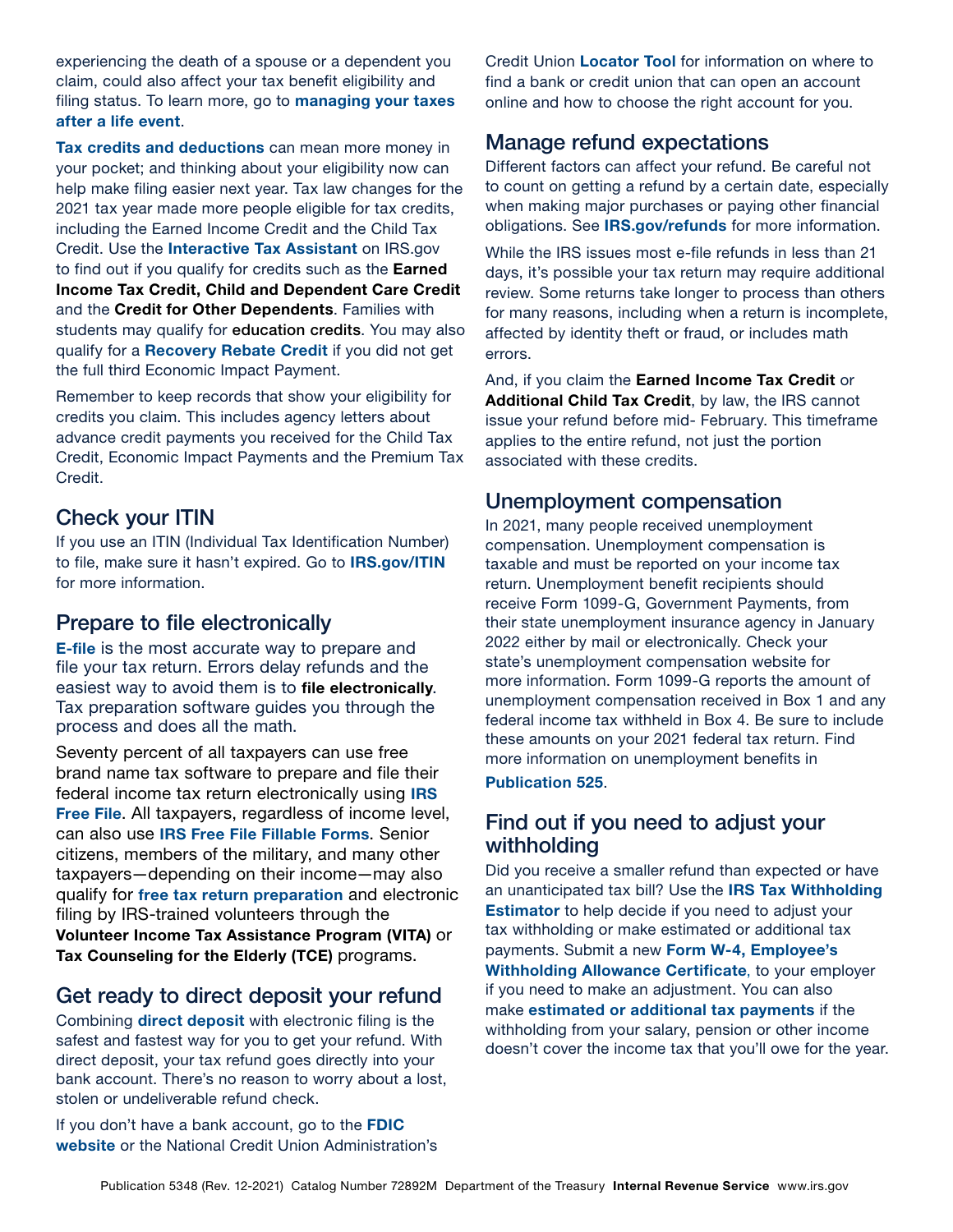experiencing the death of a spouse or a dependent you claim, could also affect your tax benefit eligibility and filing status. To learn more, go to **managing your taxes after a life event**.

**Tax credits and deductions** can mean more money in your pocket; and thinking about your eligibility now can help make filing easier next year. Tax law changes for the 2021 tax year made more people eligible for tax credits, including the Earned Income Credit and the Child Tax Credit. Use the **Interactive Tax Assistant** on IRS.gov to find out if you qualify for credits such as the **Earned Income Tax Credit, Child and Dependent Care Credit** and the **Credit for Other Dependents**. Families with students may qualify for **education credits**. You may also qualify for a **Recovery Rebate Credit** if you did not get the full third Economic Impact Payment.

Remember to keep records that show your eligibility for credits you claim. This includes agency letters about advance credit payments you received for the Child Tax Credit, Economic Impact Payments and the Premium Tax Credit.

## Check your ITIN

If you use an ITIN (Individual Tax Identification Number) to file, make sure it hasn't expired. Go to **IRS.gov/ITIN** for more information.

## Prepare to file electronically

**E-file** is the most accurate way to prepare and file your tax return. Errors delay refunds and the easiest way to avoid them is to **file electronically**. Tax preparation software guides you through the process and does all the math.

Seventy percent of all taxpayers can use free brand name tax software to prepare and file their federal income tax return electronically using **IRS Free File**. All taxpayers, regardless of income level, can also use **IRS Free File Fillable Forms**. Senior citizens, members of the military, and many other taxpayers—depending on their income—may also qualify for **free tax return preparation** and electronic filing by IRS-trained volunteers through the **Volunteer Income Tax Assistance Program (VITA)** or **Tax Counseling for the Elderly (TCE)** programs.

## Get ready to direct deposit your refund

Combining **direct deposit** with electronic filing is the safest and fastest way for you to get your refund. With direct deposit, your tax refund goes directly into your bank account. There's no reason to worry about a lost, stolen or undeliverable refund check.

If you don't have a bank account, go to the **FDIC website** or the National Credit Union Administration's Credit Union **Locator Tool** for information on where to find a bank or credit union that can open an account online and how to choose the right account for you.

## Manage refund expectations

Different factors can affect your refund. Be careful not to count on getting a refund by a certain date, especially when making major purchases or paying other financial obligations. See **IRS.gov/refunds** for more information.

While the IRS issues most e-file refunds in less than 21 days, it's possible your tax return may require additional review. Some returns take longer to process than others for many reasons, including when a return is incomplete, affected by identity theft or fraud, or includes math errors.

And, if you claim the **Earned Income Tax Credit** or **Additional Child Tax Credit**, by law, the IRS cannot issue your refund before mid- February. This timeframe applies to the entire refund, not just the portion associated with these credits.

## Unemployment compensation

In 2021, many people received unemployment compensation. Unemployment compensation is taxable and must be reported on your income tax return. Unemployment benefit recipients should receive Form 1099-G, Government Payments, from their state unemployment insurance agency in January 2022 either by mail or electronically. Check your state's unemployment compensation website for more information. Form 1099-G reports the amount of unemployment compensation received in Box 1 and any federal income tax withheld in Box 4. Be sure to include these amounts on your 2021 federal tax return. Find more information on unemployment benefits in **Publication 525**.

## Find out if you need to adjust your withholding

Did you receive a smaller refund than expected or have an unanticipated tax bill? Use the **IRS Tax Withholding Estimator** to help decide if you need to adjust your tax withholding or make estimated or additional tax payments. Submit a new **Form W-4, Employee's Withholding Allowance Certificate**, to your employer if you need to make an adjustment. You can also make **estimated or additional tax payments** if the withholding from your salary, pension or other income doesn't cover the income tax that you'll owe for the year.

Publication 5348 (Rev. 12-2021) Catalog Number 72892M Department of the Treasury **Internal Revenue Service** www.irs.gov